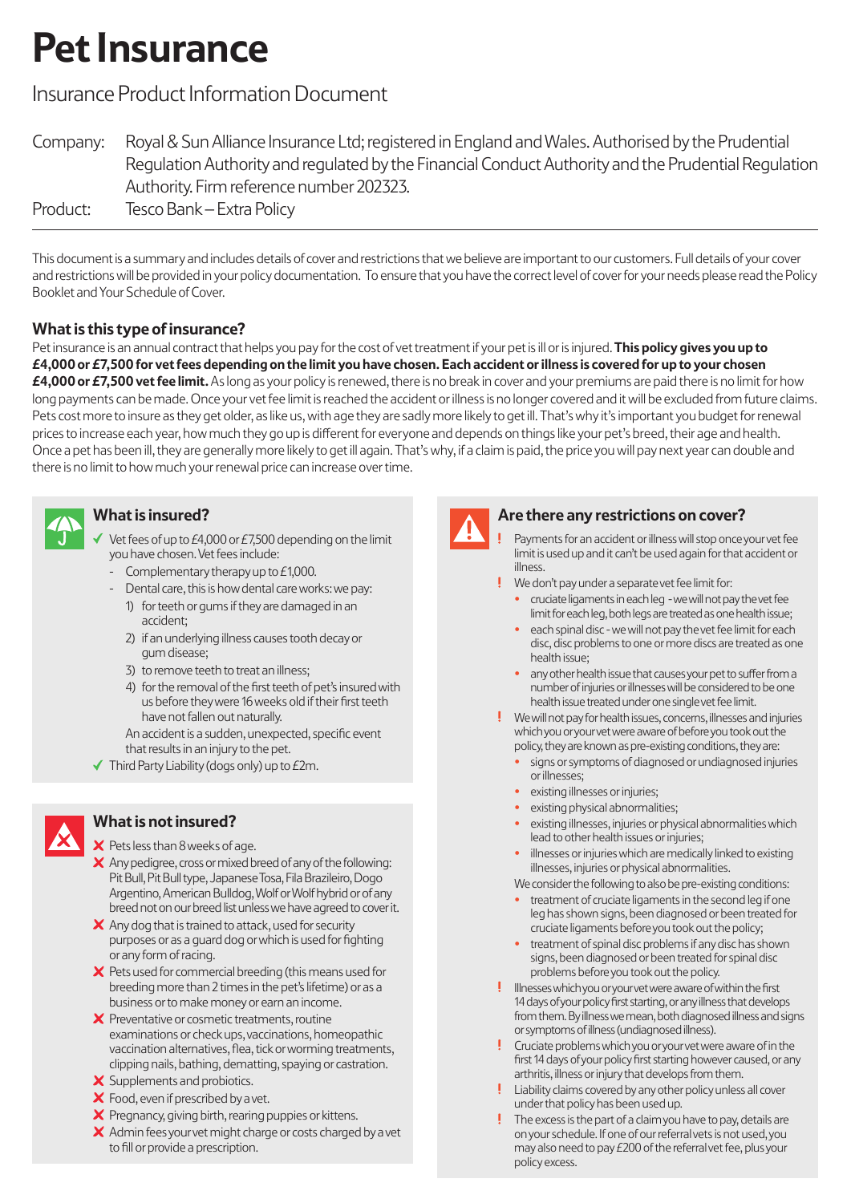# Pet Insurance

## Insurance Product Information Document

Company: Royal & Sun Alliance Insurance Ltd; registered in England and Wales. Authorised by the Prudential Regulation Authority and regulated by the Financial Conduct Authority and the Prudential Regulation Authority. Firm reference number 202323.

Product: Tesco Bank – Extra Policy

This document is a summary and includes details of cover and restrictions that we believe are important to our customers. Full details of your cover and restrictions will be provided in your policy documentation. To ensure that you have the correct level of cover for your needs please read the Policy Booklet and Your Schedule of Cover.

### What is this type of insurance?

Pet insurance is an annual contract that helps you pay for the cost of vet treatment if your pet is ill or is injured. **This policy gives you up to £4,000 or £7,500 for vet fees depending on the limit you have chosen. Each accident or illness is covered for up to your chosen £4,000 or £7,500 vet fee limit.** As long as your policy is renewed, there is no break in cover and your premiums are paid there is no limit for how long payments can be made. Once your vet fee limit is reached the accident or illness is no longer covered and it will be excluded from future claims. Pets cost more to insure as they get older, as like us, with age they are sadly more likely to get ill. That's why it's important you budget for renewal prices to increase each year, how much they go up is different for everyone and depends on things like your pet's breed, their age and health. Once a pet has been ill, they are generally more likely to get ill again. That's why, if a claim is paid, the price you will pay next year can double and there is no limit to how much your renewal price can increase over time.

### What is insured?

- ✓ Vet fees of up to £4,000 or £7,500 depending on the limit you have chosen. Vet fees include:
  - Complementary therapy up to £1,000.
  - Dental care, this is how dental care works: we pay:
    1) for teeth or gums if they are damaged in an accident;
    2) if an underlying illness causes tooth decay or gum disease;
    3) to remove teeth to treat an illness;
    4) for the removal of the first teeth of pet's insured with us before they were 16 weeks old if their first teeth have not fallen out naturally.

    An accident is a sudden, unexpected, specific event that results in an injury to the pet.
- ✓ Third Party Liability (dogs only) up to £2m.

### What is not insured?

- ✗ Pets less than 8 weeks of age.
- ✗ Any pedigree, cross or mixed breed of any of the following: Pit Bull, Pit Bull type, Japanese Tosa, Fila Brazileiro, Dogo Argentino, American Bulldog, Wolf or Wolf hybrid or of any breed not on our breed list unless we have agreed to cover it.
- ✗ Any dog that is trained to attack, used for security purposes or as a guard dog or which is used for fighting or any form of racing.
- ✗ Pets used for commercial breeding (this means used for breeding more than 2 times in the pet's lifetime) or as a business or to make money or earn an income.
- ✗ Preventative or cosmetic treatments, routine examinations or check ups, vaccinations, homeopathic vaccination alternatives, flea, tick or worming treatments, clipping nails, bathing, dematting, spaying or castration.
- ✗ Supplements and probiotics.
- ✗ Food, even if prescribed by a vet.
- ✗ Pregnancy, giving birth, rearing puppies or kittens.
- ✗ Admin fees your vet might charge or costs charged by a vet to fill or provide a prescription.

### Are there any restrictions on cover?

- ! Payments for an accident or illness will stop once your vet fee limit is used up and it can't be used again for that accident or illness.
- ! We don't pay under a separate vet fee limit for:
  - cruciate ligaments in each leg - we will not pay the vet fee limit for each leg, both legs are treated as one health issue;
  - each spinal disc - we will not pay the vet fee limit for each disc, disc problems to one or more discs are treated as one health issue;
  - any other health issue that causes your pet to suffer from a number of injuries or illnesses will be considered to be one health issue treated under one single vet fee limit.
- ! We will not pay for health issues, concerns, illnesses and injuries which you or your vet were aware of before you took out the policy, they are known as pre-existing conditions, they are:
  - signs or symptoms of diagnosed or undiagnosed injuries or illnesses;
  - existing illnesses or injuries;
  - existing physical abnormalities;
  - existing illnesses, injuries or physical abnormalities which lead to other health issues or injuries;
  - illnesses or injuries which are medically linked to existing illnesses, injuries or physical abnormalities.

  We consider the following to also be pre-existing conditions:
  - treatment of cruciate ligaments in the second leg if one leg has shown signs, been diagnosed or been treated for cruciate ligaments before you took out the policy;
  - treatment of spinal disc problems if any disc has shown signs, been diagnosed or been treated for spinal disc problems before you took out the policy.
- ! Illnesses which you or your vet were aware of within the first 14 days of your policy first starting, or any illness that develops from them. By illness we mean, both diagnosed illness and signs or symptoms of illness (undiagnosed illness).
- ! Cruciate problems which you or your vet were aware of in the first 14 days of your policy first starting however caused, or any arthritis, illness or injury that develops from them.
- ! Liability claims covered by any other policy unless all cover under that policy has been used up.
- ! The excess is the part of a claim you have to pay, details are on your schedule. If one of our referral vets is not used, you may also need to pay £200 of the referral vet fee, plus your policy excess.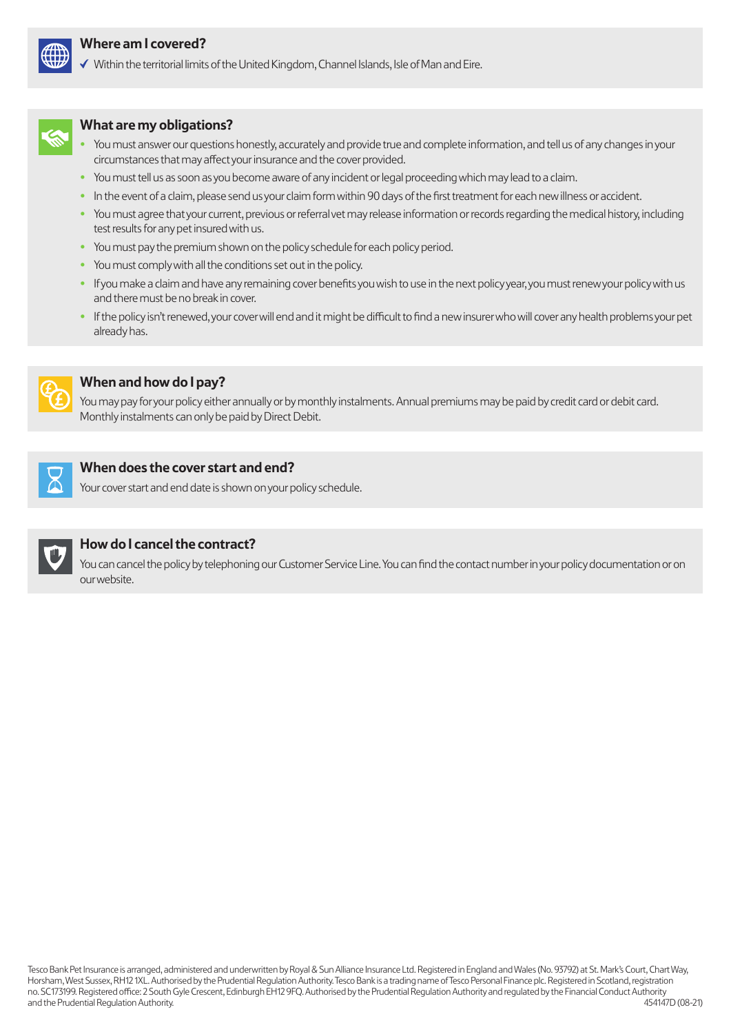### Where am I covered?

✓ Within the territorial limits of the United Kingdom, Channel Islands, Isle of Man and Eire.

### What are my obligations?

- You must answer our questions honestly, accurately and provide true and complete information, and tell us of any changes in your circumstances that may affect your insurance and the cover provided.
- You must tell us as soon as you become aware of any incident or legal proceeding which may lead to a claim.
- In the event of a claim, please send us your claim form within 90 days of the first treatment for each new illness or accident.
- You must agree that your current, previous or referral vet may release information or records regarding the medical history, including test results for any pet insured with us.
- You must pay the premium shown on the policy schedule for each policy period.
- You must comply with all the conditions set out in the policy.
- If you make a claim and have any remaining cover benefits you wish to use in the next policy year, you must renew your policy with us and there must be no break in cover.
- If the policy isn't renewed, your cover will end and it might be difficult to find a new insurer who will cover any health problems your pet already has.

### When and how do I pay?

You may pay for your policy either annually or by monthly instalments. Annual premiums may be paid by credit card or debit card. Monthly instalments can only be paid by Direct Debit.

### When does the cover start and end?

Your cover start and end date is shown on your policy schedule.

### How do I cancel the contract?

You can cancel the policy by telephoning our Customer Service Line. You can find the contact number in your policy documentation or on our website.

Tesco Bank Pet Insurance is arranged, administered and underwritten by Royal & Sun Alliance Insurance Ltd. Registered in England and Wales (No. 93792) at St. Mark's Court, Chart Way, Horsham, West Sussex, RH12 1XL. Authorised by the Prudential Regulation Authority. Tesco Bank is a trading name of Tesco Personal Finance plc. Registered in Scotland, registration no. SC173199. Registered office: 2 South Gyle Crescent, Edinburgh EH12 9FQ. Authorised by the Prudential Regulation Authority and regulated by the Financial Conduct Authority and the Prudential Regulation Authority.

454147D (08-21)